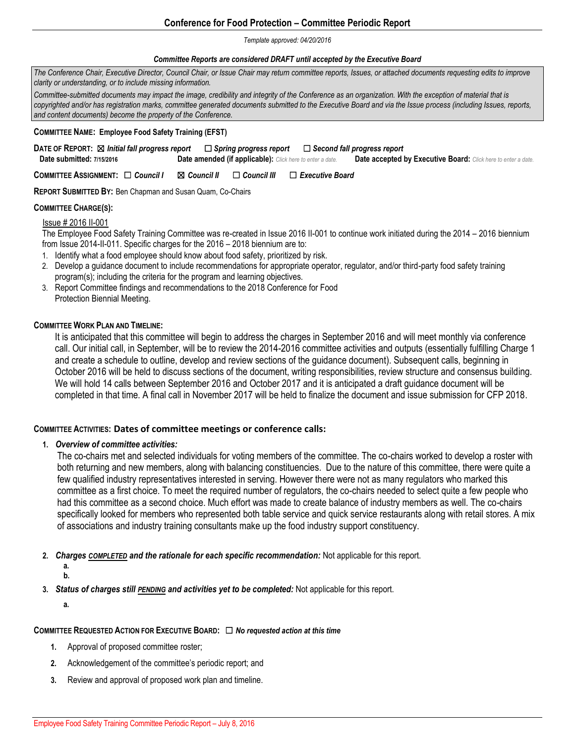# Conference for Food Protection – Committee Periodic Report

*Template approved: 04/20/2016*

***Committee Reports are considered DRAFT until accepted by the Executive Board***

*The Conference Chair, Executive Director, Council Chair, or Issue Chair may return committee reports, Issues, or attached documents requesting edits to improve clarity or understanding, or to include missing information.*

*Committee-submitted documents may impact the image, credibility and integrity of the Conference as an organization. With the exception of material that is copyrighted and/or has registration marks, committee generated documents submitted to the Executive Board and via the Issue process (including Issues, reports, and content documents) become the property of the Conference.*

**COMMITTEE NAME: Employee Food Safety Training (EFST)**

**DATE OF REPORT:** ☒ ***Initial fall progress report*** ☐ ***Spring progress report*** ☐ ***Second fall progress report***

**Date submitted: 7/15/2016** **Date amended (if applicable):** *Click here to enter a date.* **Date accepted by Executive Board:** *Click here to enter a date.*

**COMMITTEE ASSIGNMENT:** ☐ ***Council I*** ☒ ***Council II*** ☐ ***Council III*** ☐ ***Executive Board***

**REPORT SUBMITTED BY:** Ben Chapman and Susan Quam, Co-Chairs

**COMMITTEE CHARGE(S):**

Issue # 2016 II-001

The Employee Food Safety Training Committee was re-created in Issue 2016 II-001 to continue work initiated during the 2014 – 2016 biennium from Issue 2014-II-011. Specific charges for the 2016 – 2018 biennium are to:

1. Identify what a food employee should know about food safety, prioritized by risk.
2. Develop a guidance document to include recommendations for appropriate operator, regulator, and/or third-party food safety training program(s); including the criteria for the program and learning objectives.
3. Report Committee findings and recommendations to the 2018 Conference for Food Protection Biennial Meeting.

**COMMITTEE WORK PLAN AND TIMELINE:**

It is anticipated that this committee will begin to address the charges in September 2016 and will meet monthly via conference call. Our initial call, in September, will be to review the 2014-2016 committee activities and outputs (essentially fulfilling Charge 1 and create a schedule to outline, develop and review sections of the guidance document). Subsequent calls, beginning in October 2016 will be held to discuss sections of the document, writing responsibilities, review structure and consensus building. We will hold 14 calls between September 2016 and October 2017 and it is anticipated a draft guidance document will be completed in that time. A final call in November 2017 will be held to finalize the document and issue submission for CFP 2018.

**COMMITTEE ACTIVITIES: Dates of committee meetings or conference calls:**

1. ***Overview of committee activities:***
   The co-chairs met and selected individuals for voting members of the committee. The co-chairs worked to develop a roster with both returning and new members, along with balancing constituencies. Due to the nature of this committee, there were quite a few qualified industry representatives interested in serving. However there were not as many regulators who marked this committee as a first choice. To meet the required number of regulators, the co-chairs needed to select quite a few people who had this committee as a second choice. Much effort was made to create balance of industry members as well. The co-chairs specifically looked for members who represented both table service and quick service restaurants along with retail stores. A mix of associations and industry training consultants make up the food industry support constituency.

2. ***Charges COMPLETED and the rationale for each specific recommendation:*** Not applicable for this report.
   a.
   b.

3. ***Status of charges still PENDING and activities yet to be completed:*** Not applicable for this report.
   a.

**COMMITTEE REQUESTED ACTION FOR EXECUTIVE BOARD:** ☐ ***No requested action at this time***

1. Approval of proposed committee roster;
2. Acknowledgement of the committee's periodic report; and
3. Review and approval of proposed work plan and timeline.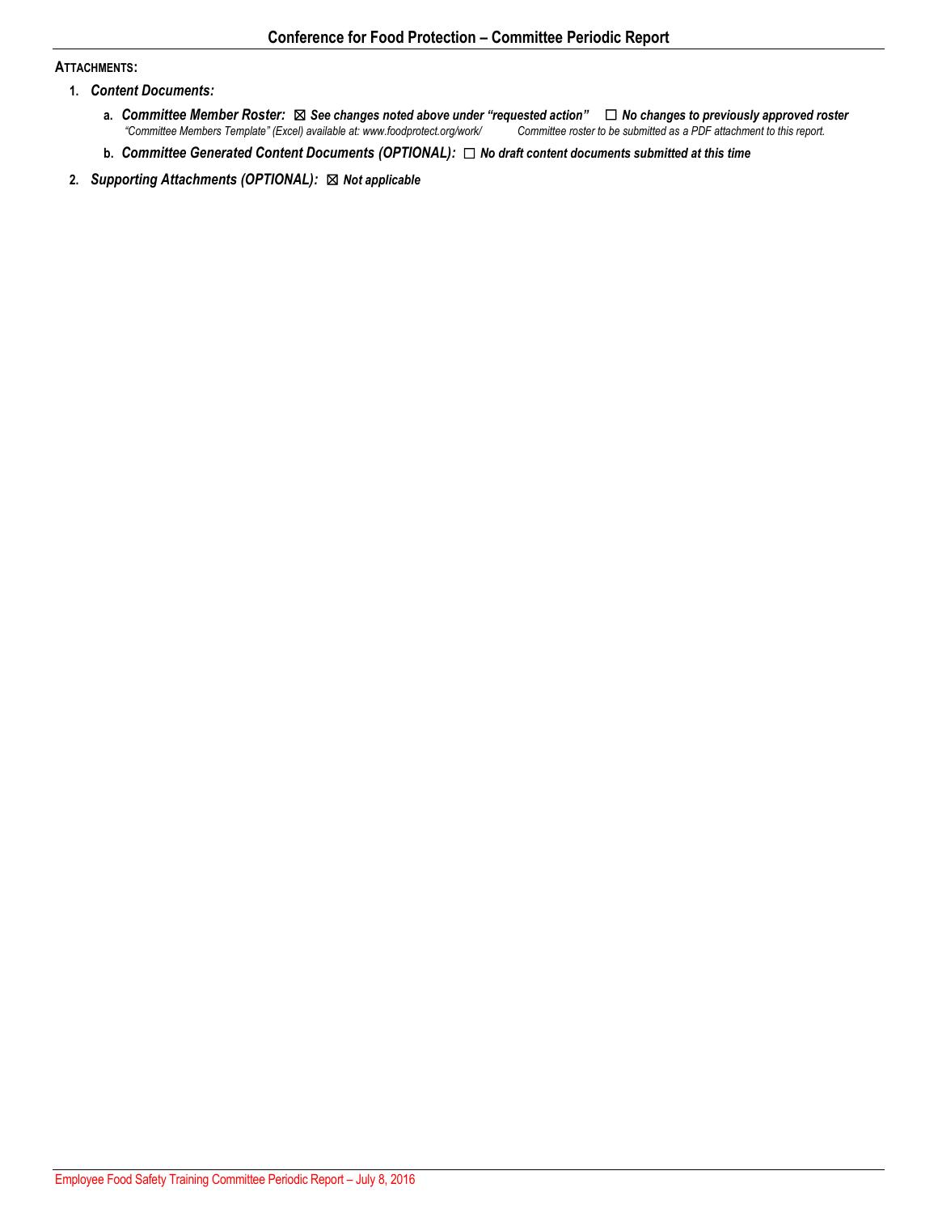**ATTACHMENTS:**

1. ***Content Documents:***

   a. ***Committee Member Roster:*** ☒ ***See changes noted above under "requested action"*** ☐ ***No changes to previously approved roster***
   *"Committee Members Template" (Excel) available at: www.foodprotect.org/work/* *Committee roster to be submitted as a PDF attachment to this report.*

   b. ***Committee Generated Content Documents (OPTIONAL):*** ☐ ***No draft content documents submitted at this time***

2. ***Supporting Attachments (OPTIONAL):*** ☒ ***Not applicable***